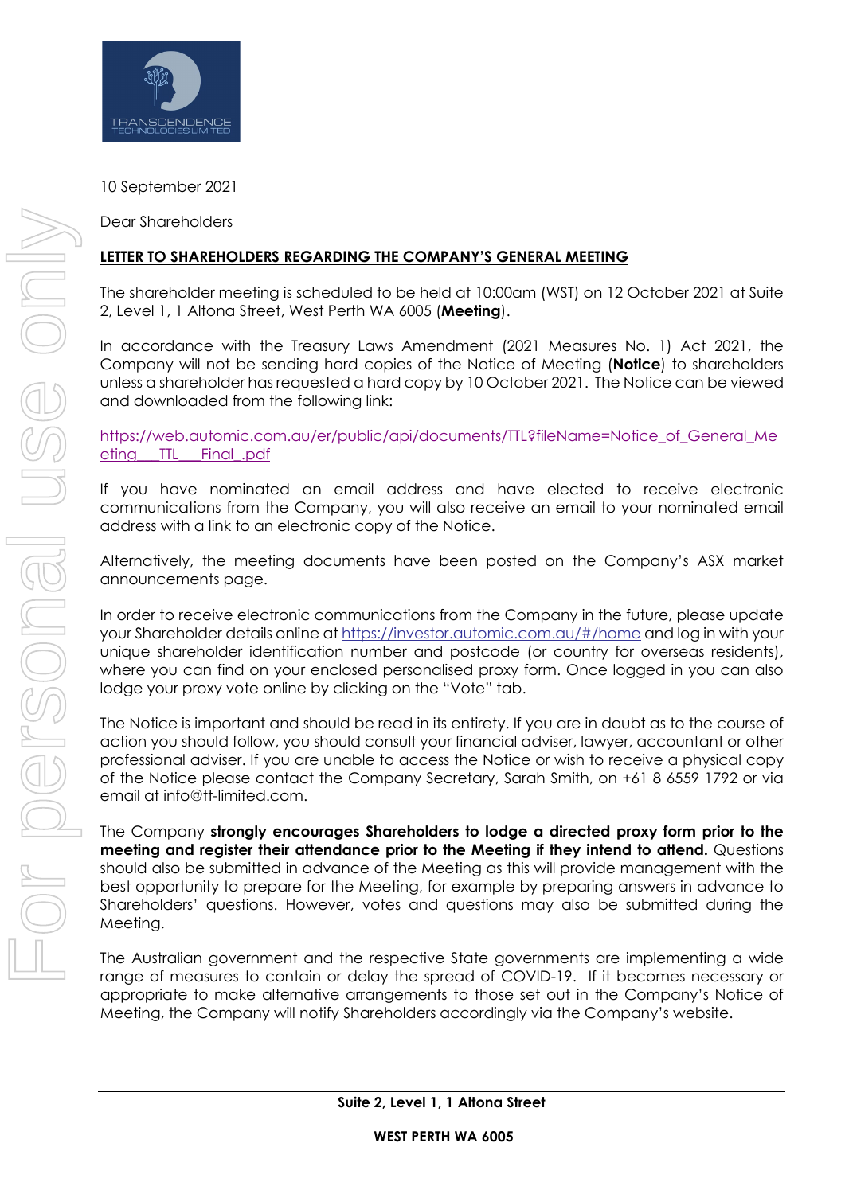10 September 2021

Dear Shareholders

**LETTER TO SHAREHOLDERS REGARDING THE COMPANY'S GENERAL MEETING**

The shareholder meeting is scheduled to be held at 10:00am (WST) on 12 October 2021 at Suite 2, Level 1, 1 Altona Street, West Perth WA 6005 (**Meeting**).

In accordance with the Treasury Laws Amendment (2021 Measures No. 1) Act 2021, the Company will not be sending hard copies of the Notice of Meeting (**Notice**) to shareholders unless a shareholder has requested a hard copy by 10 October 2021. The Notice can be viewed and downloaded from the following link:

https://web.automic.com.au/er/public/api/documents/TTL?fileName=Notice_of_General_Meeting__TTL__Final_.pdf

If you have nominated an email address and have elected to receive electronic communications from the Company, you will also receive an email to your nominated email address with a link to an electronic copy of the Notice.

Alternatively, the meeting documents have been posted on the Company's ASX market announcements page.

In order to receive electronic communications from the Company in the future, please update your Shareholder details online at https://investor.automic.com.au/#/home and log in with your unique shareholder identification number and postcode (or country for overseas residents), where you can find on your enclosed personalised proxy form. Once logged in you can also lodge your proxy vote online by clicking on the "Vote" tab.

The Notice is important and should be read in its entirety. If you are in doubt as to the course of action you should follow, you should consult your financial adviser, lawyer, accountant or other professional adviser. If you are unable to access the Notice or wish to receive a physical copy of the Notice please contact the Company Secretary, Sarah Smith, on +61 8 6559 1792 or via email at info@tt-limited.com.

The Company **strongly encourages Shareholders to lodge a directed proxy form prior to the meeting and register their attendance prior to the Meeting if they intend to attend.** Questions should also be submitted in advance of the Meeting as this will provide management with the best opportunity to prepare for the Meeting, for example by preparing answers in advance to Shareholders' questions. However, votes and questions may also be submitted during the Meeting.

The Australian government and the respective State governments are implementing a wide range of measures to contain or delay the spread of COVID-19. If it becomes necessary or appropriate to make alternative arrangements to those set out in the Company's Notice of Meeting, the Company will notify Shareholders accordingly via the Company's website.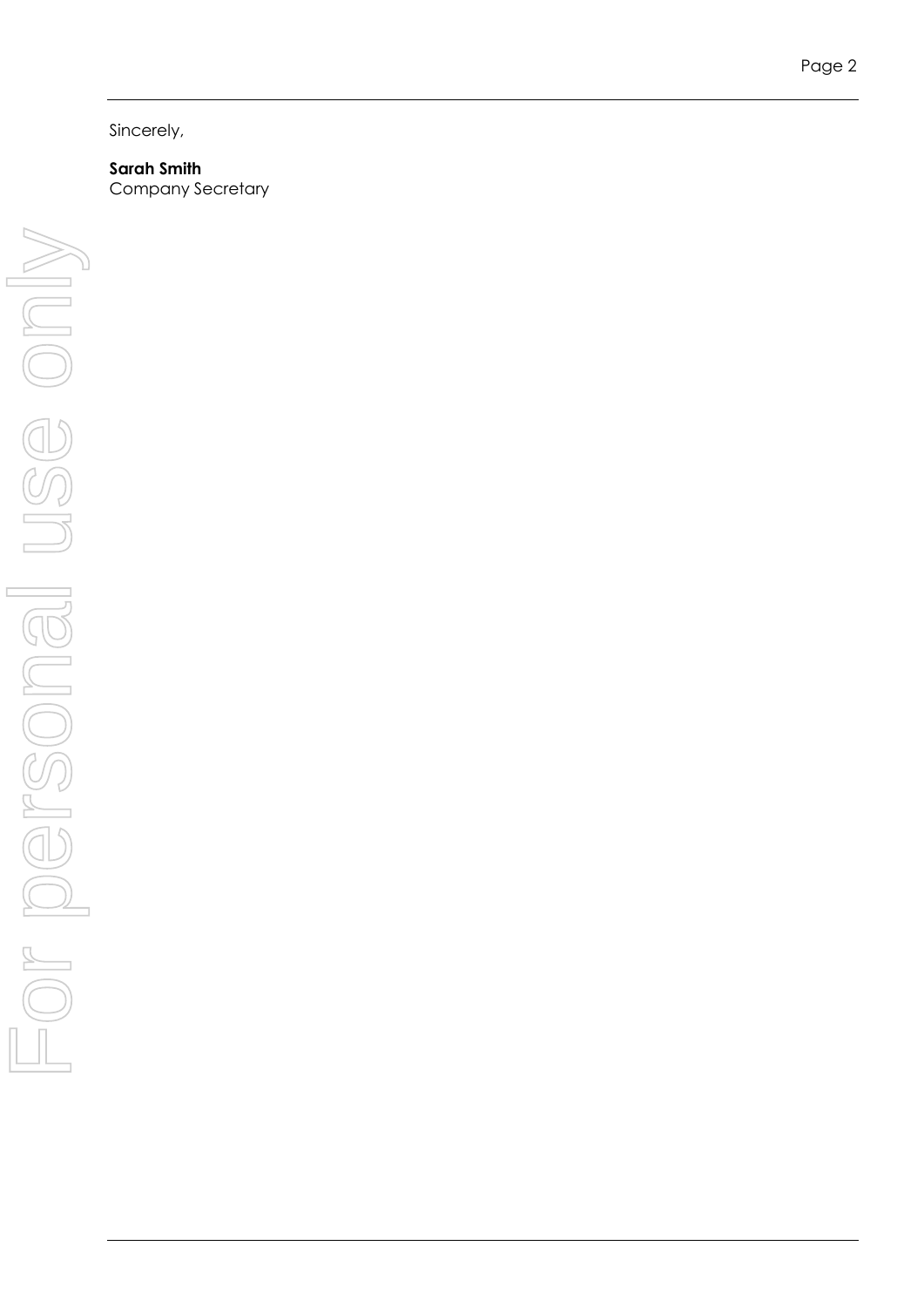Sincerely,

**Sarah Smith**
Company Secretary